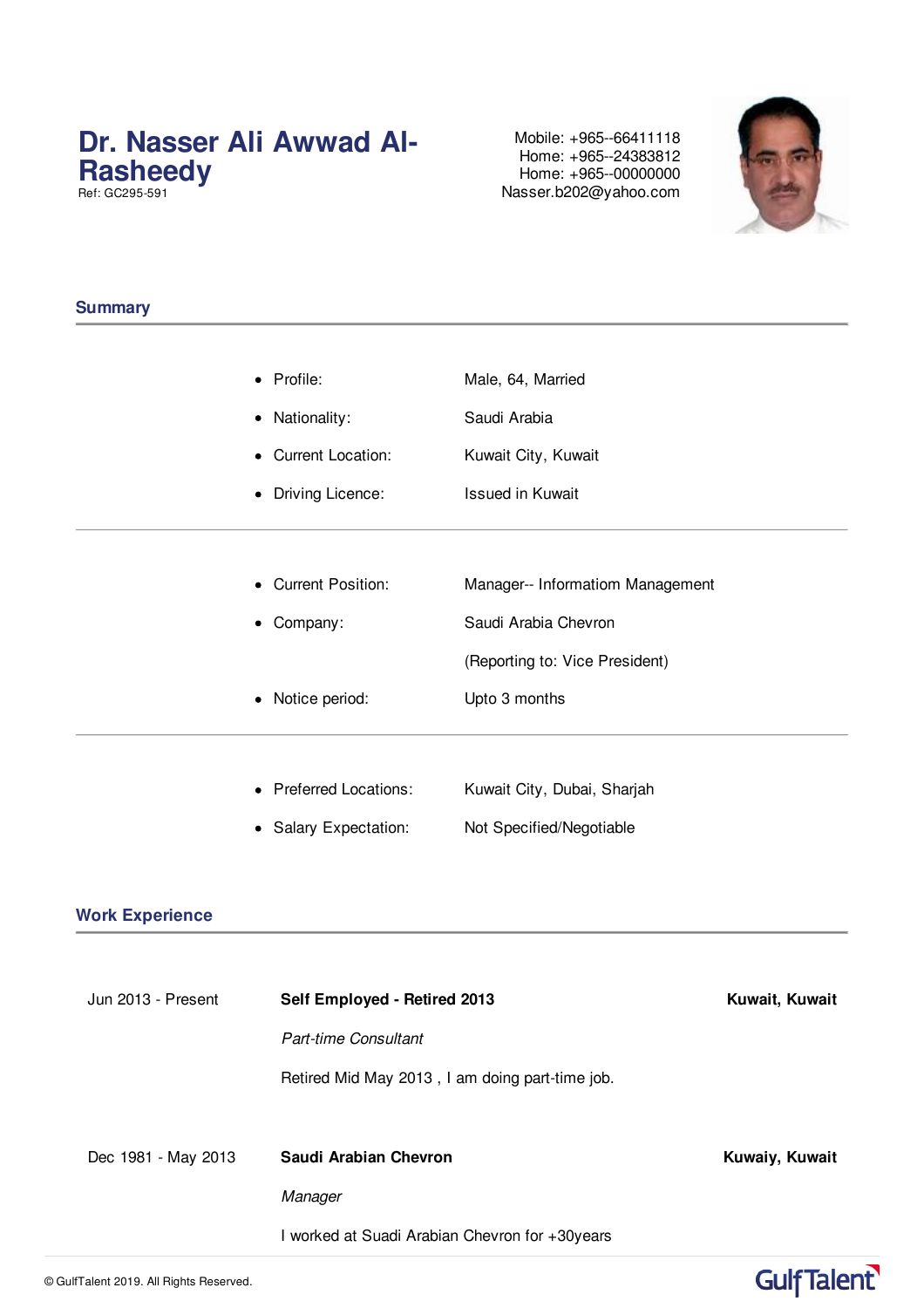# Dr. Nasser Ali Awwad Al-Rasheedy

Ref: GC295-591

Mobile: +965--66411118
Home: +965--24383812
Home: +965--00000000
Nasser.b202@yahoo.com

## Summary

- Profile: Male, 64, Married
- Nationality: Saudi Arabia
- Current Location: Kuwait City, Kuwait
- Driving Licence: Issued in Kuwait

---

- Current Position: Manager-- Informatiom Management
- Company: Saudi Arabia Chevron
  (Reporting to: Vice President)
- Notice period: Upto 3 months

---

- Preferred Locations: Kuwait City, Dubai, Sharjah
- Salary Expectation: Not Specified/Negotiable

## Work Experience

Jun 2013 - Present

**Self Employed - Retired 2013** — **Kuwait, Kuwait**

*Part-time Consultant*

Retired Mid May 2013 , I am doing part-time job.

Dec 1981 - May 2013

**Saudi Arabian Chevron** — **Kuwaiy, Kuwait**

*Manager*

I worked at Suadi Arabian Chevron for +30years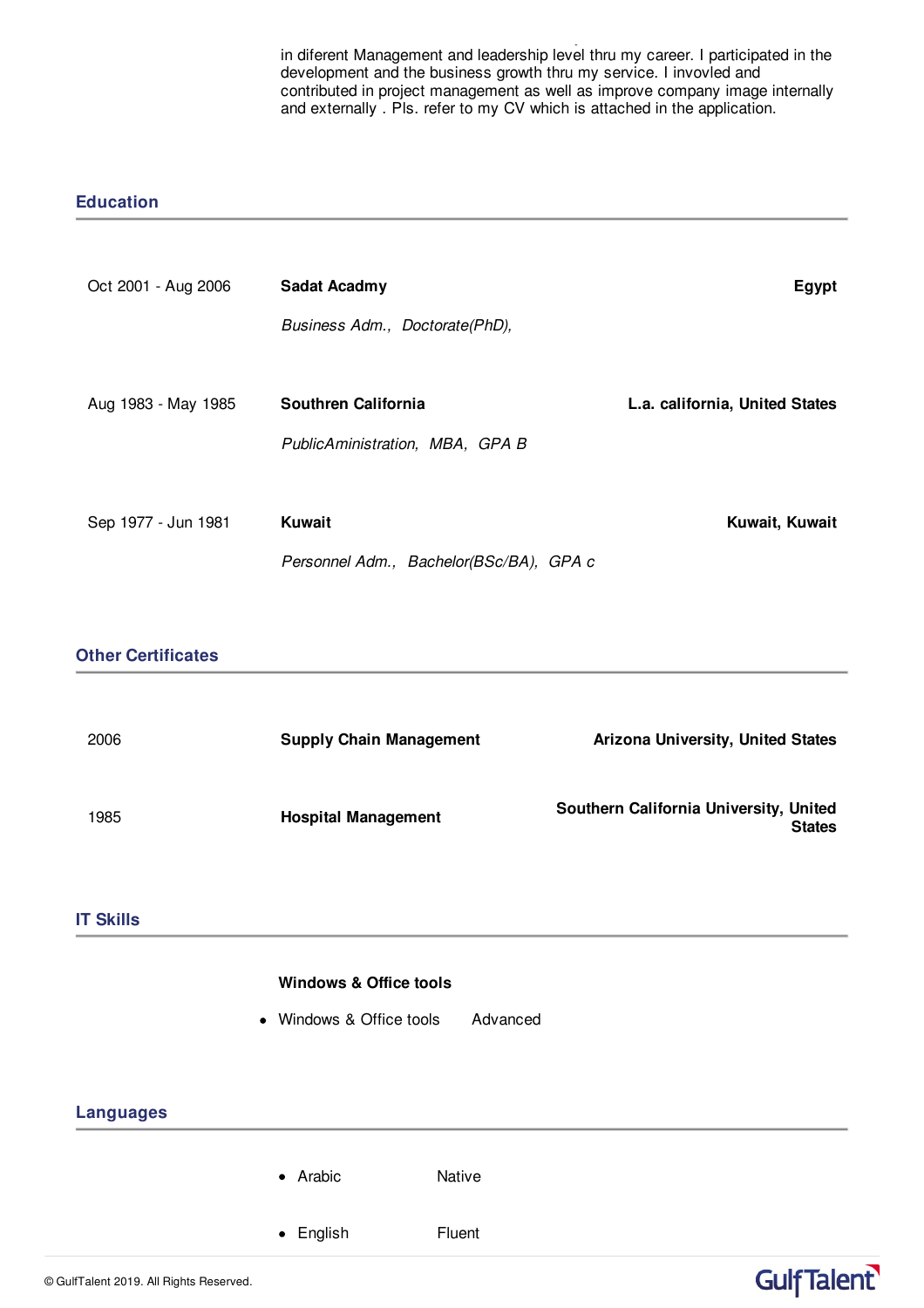in diferent Management and leadership level thru my career. I participated in the development and the business growth thru my service. I invovled and contributed in project management as well as improve company image internally and externally . Pls. refer to my CV which is attached in the application.

## Education

Oct 2001 - Aug 2006 — **Sadat Acadmy** — **Egypt**

*Business Adm., Doctorate(PhD),*

Aug 1983 - May 1985 — **Southren California** — **L.a. california, United States**

*PublicAministration, MBA, GPA B*

Sep 1977 - Jun 1981 — **Kuwait** — **Kuwait, Kuwait**

*Personnel Adm., Bachelor(BSc/BA), GPA c*

## Other Certificates

2006 — **Supply Chain Management** — **Arizona University, United States**

1985 — **Hospital Management** — **Southern California University, United States**

## IT Skills

**Windows & Office tools**

- Windows & Office tools — Advanced

## Languages

- Arabic — Native
- English — Fluent